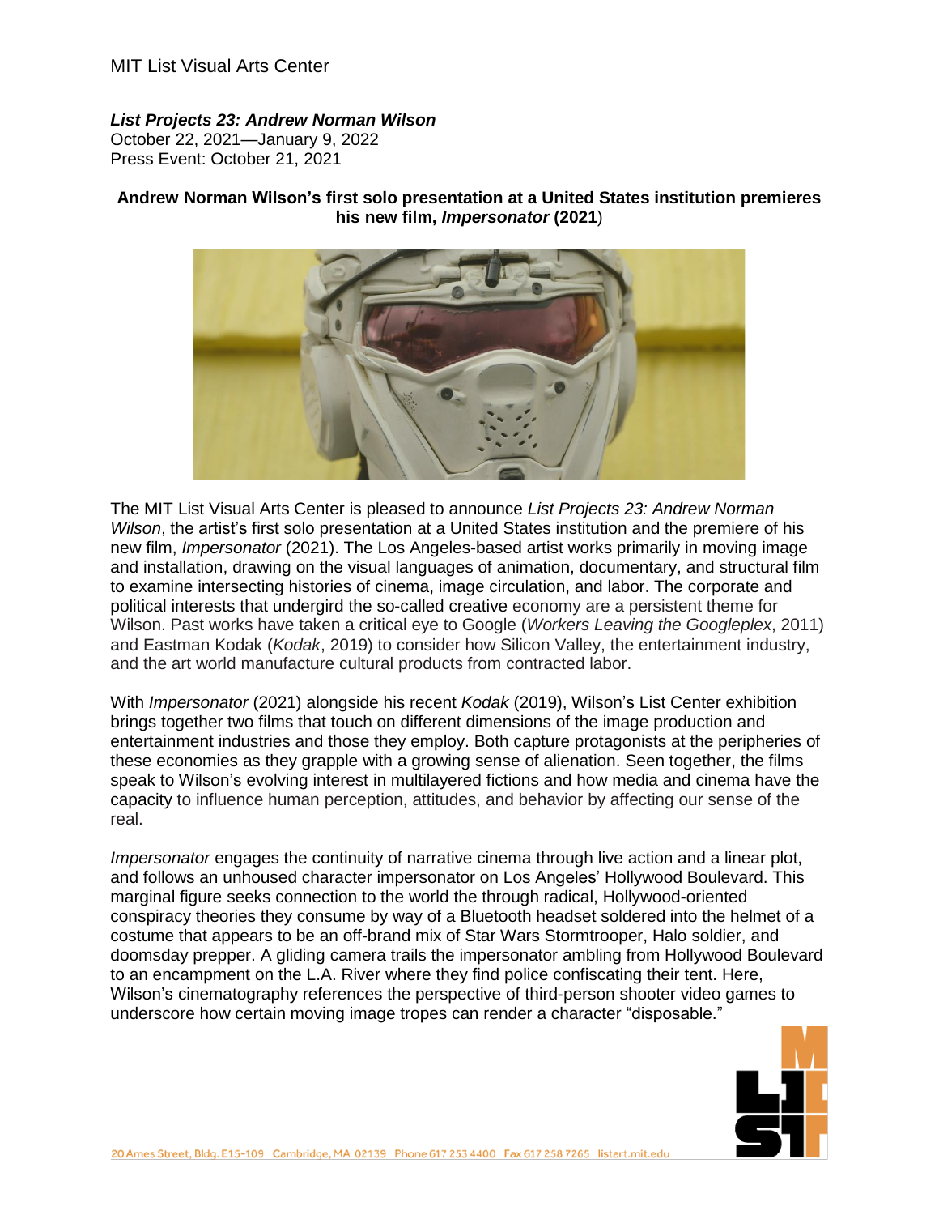MIT List Visual Arts Center

***List Projects 23: Andrew Norman Wilson***
October 22, 2021—January 9, 2022
Press Event: October 21, 2021

**Andrew Norman Wilson's first solo presentation at a United States institution premieres his new film, *Impersonator* (2021)**

The MIT List Visual Arts Center is pleased to announce *List Projects 23: Andrew Norman Wilson*, the artist's first solo presentation at a United States institution and the premiere of his new film, *Impersonator* (2021). The Los Angeles-based artist works primarily in moving image and installation, drawing on the visual languages of animation, documentary, and structural film to examine intersecting histories of cinema, image circulation, and labor. The corporate and political interests that undergird the so-called creative economy are a persistent theme for Wilson. Past works have taken a critical eye to Google (*Workers Leaving the Googleplex*, 2011) and Eastman Kodak (*Kodak*, 2019) to consider how Silicon Valley, the entertainment industry, and the art world manufacture cultural products from contracted labor.

With *Impersonator* (2021) alongside his recent *Kodak* (2019), Wilson's List Center exhibition brings together two films that touch on different dimensions of the image production and entertainment industries and those they employ. Both capture protagonists at the peripheries of these economies as they grapple with a growing sense of alienation. Seen together, the films speak to Wilson's evolving interest in multilayered fictions and how media and cinema have the capacity to influence human perception, attitudes, and behavior by affecting our sense of the real.

*Impersonator* engages the continuity of narrative cinema through live action and a linear plot, and follows an unhoused character impersonator on Los Angeles' Hollywood Boulevard. This marginal figure seeks connection to the world the through radical, Hollywood-oriented conspiracy theories they consume by way of a Bluetooth headset soldered into the helmet of a costume that appears to be an off-brand mix of Star Wars Stormtrooper, Halo soldier, and doomsday prepper. A gliding camera trails the impersonator ambling from Hollywood Boulevard to an encampment on the L.A. River where they find police confiscating their tent. Here, Wilson's cinematography references the perspective of third-person shooter video games to underscore how certain moving image tropes can render a character "disposable."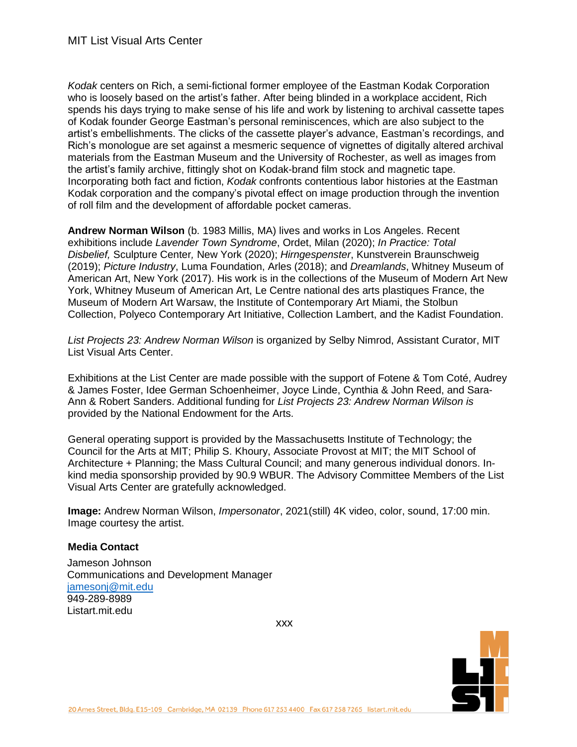*Kodak* centers on Rich, a semi-fictional former employee of the Eastman Kodak Corporation who is loosely based on the artist's father. After being blinded in a workplace accident, Rich spends his days trying to make sense of his life and work by listening to archival cassette tapes of Kodak founder George Eastman's personal reminiscences, which are also subject to the artist's embellishments. The clicks of the cassette player's advance, Eastman's recordings, and Rich's monologue are set against a mesmeric sequence of vignettes of digitally altered archival materials from the Eastman Museum and the University of Rochester, as well as images from the artist's family archive, fittingly shot on Kodak-brand film stock and magnetic tape. Incorporating both fact and fiction, *Kodak* confronts contentious labor histories at the Eastman Kodak corporation and the company's pivotal effect on image production through the invention of roll film and the development of affordable pocket cameras.

**Andrew Norman Wilson** (b. 1983 Millis, MA) lives and works in Los Angeles. Recent exhibitions include *Lavender Town Syndrome*, Ordet, Milan (2020); *In Practice: Total Disbelief,* Sculpture Center*,* New York (2020); *Hirngespenster*, Kunstverein Braunschweig (2019); *Picture Industry*, Luma Foundation, Arles (2018); and *Dreamlands*, Whitney Museum of American Art, New York (2017). His work is in the collections of the Museum of Modern Art New York, Whitney Museum of American Art, Le Centre national des arts plastiques France, the Museum of Modern Art Warsaw, the Institute of Contemporary Art Miami, the Stolbun Collection, Polyeco Contemporary Art Initiative, Collection Lambert, and the Kadist Foundation.

*List Projects 23: Andrew Norman Wilson* is organized by Selby Nimrod, Assistant Curator, MIT List Visual Arts Center.

Exhibitions at the List Center are made possible with the support of Fotene & Tom Coté, Audrey & James Foster, Idee German Schoenheimer, Joyce Linde, Cynthia & John Reed, and Sara-Ann & Robert Sanders. Additional funding for *List Projects 23: Andrew Norman Wilson is* provided by the National Endowment for the Arts.

General operating support is provided by the Massachusetts Institute of Technology; the Council for the Arts at MIT; Philip S. Khoury, Associate Provost at MIT; the MIT School of Architecture + Planning; the Mass Cultural Council; and many generous individual donors. In-kind media sponsorship provided by 90.9 WBUR. The Advisory Committee Members of the List Visual Arts Center are gratefully acknowledged.

**Image:** Andrew Norman Wilson, *Impersonator*, 2021(still) 4K video, color, sound, 17:00 min. Image courtesy the artist.

**Media Contact**

Jameson Johnson
Communications and Development Manager
jamesonj@mit.edu
949-289-8989
Listart.mit.edu

xxx